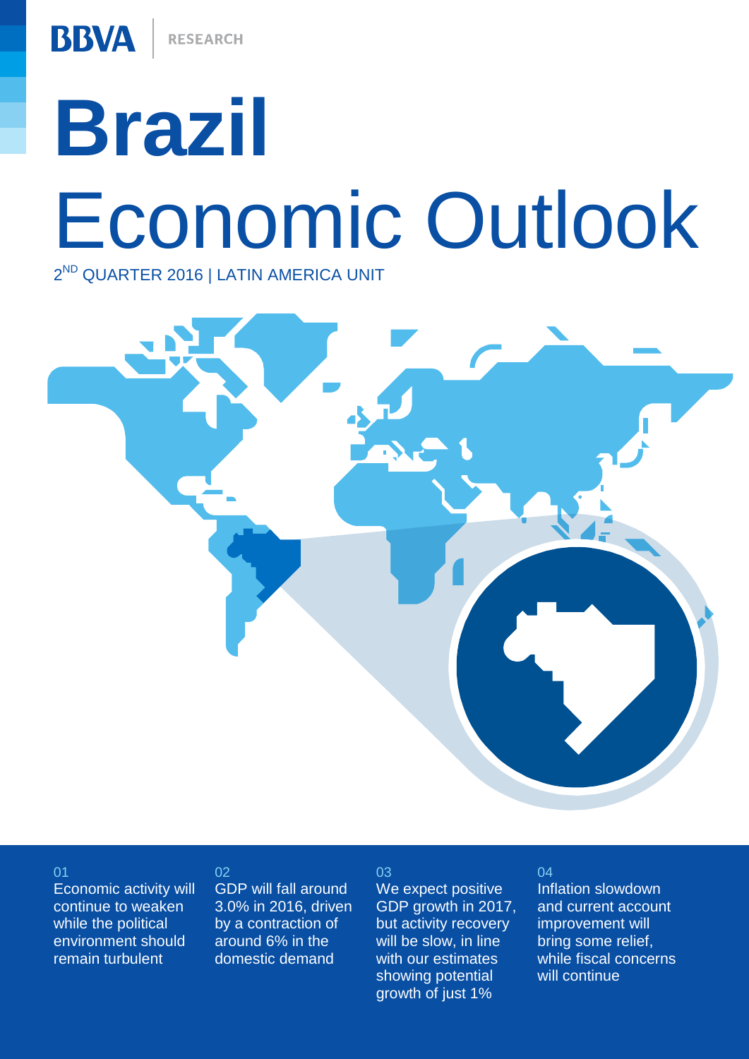BBVA | RESEARCH

# Brazil
# Economic Outlook

2ND QUARTER 2016 | LATIN AMERICA UNIT

01
Economic activity will continue to weaken while the political environment should remain turbulent

02
GDP will fall around 3.0% in 2016, driven by a contraction of around 6% in the domestic demand

03
We expect positive GDP growth in 2017, but activity recovery will be slow, in line with our estimates showing potential growth of just 1%

04
Inflation slowdown and current account improvement will bring some relief, while fiscal concerns will continue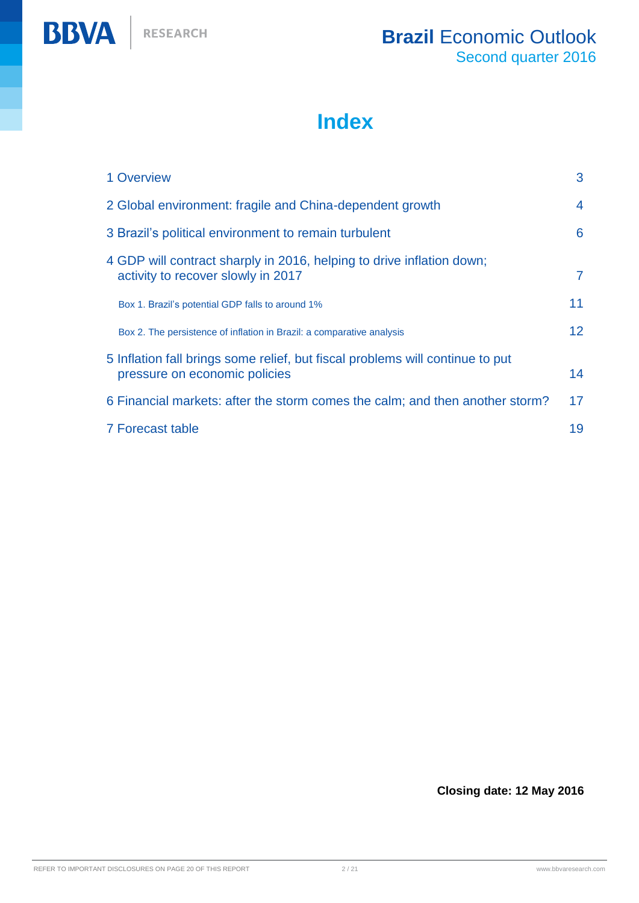# Index

| | |
|---|---|
| 1 Overview | 3 |
| 2 Global environment: fragile and China-dependent growth | 4 |
| 3 Brazil's political environment to remain turbulent | 6 |
| 4 GDP will contract sharply in 2016, helping to drive inflation down; activity to recover slowly in 2017 | 7 |
| Box 1. Brazil's potential GDP falls to around 1% | 11 |
| Box 2. The persistence of inflation in Brazil: a comparative analysis | 12 |
| 5 Inflation fall brings some relief, but fiscal problems will continue to put pressure on economic policies | 14 |
| 6 Financial markets: after the storm comes the calm; and then another storm? | 17 |
| 7 Forecast table | 19 |

**Closing date: 12 May 2016**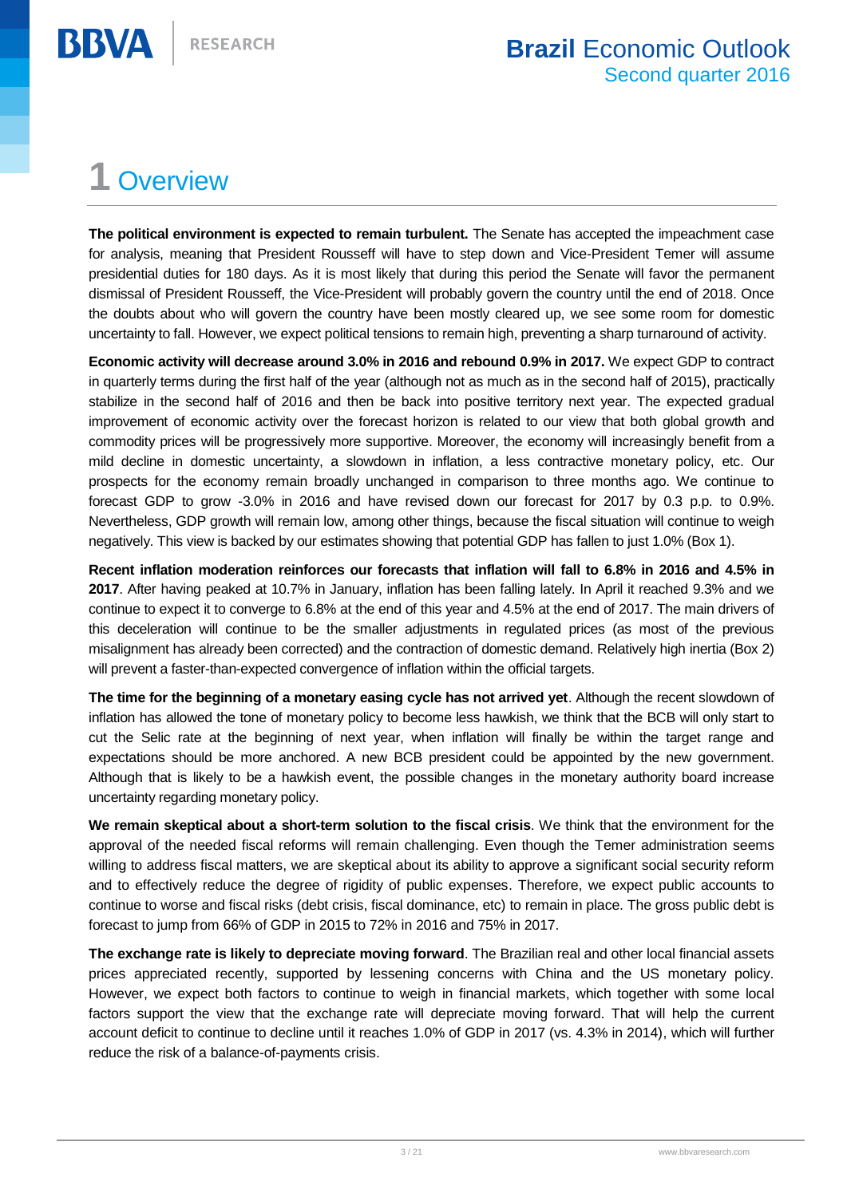# 1 Overview

**The political environment is expected to remain turbulent.** The Senate has accepted the impeachment case for analysis, meaning that President Rousseff will have to step down and Vice-President Temer will assume presidential duties for 180 days. As it is most likely that during this period the Senate will favor the permanent dismissal of President Rousseff, the Vice-President will probably govern the country until the end of 2018. Once the doubts about who will govern the country have been mostly cleared up, we see some room for domestic uncertainty to fall. However, we expect political tensions to remain high, preventing a sharp turnaround of activity.

**Economic activity will decrease around 3.0% in 2016 and rebound 0.9% in 2017.** We expect GDP to contract in quarterly terms during the first half of the year (although not as much as in the second half of 2015), practically stabilize in the second half of 2016 and then be back into positive territory next year. The expected gradual improvement of economic activity over the forecast horizon is related to our view that both global growth and commodity prices will be progressively more supportive. Moreover, the economy will increasingly benefit from a mild decline in domestic uncertainty, a slowdown in inflation, a less contractive monetary policy, etc. Our prospects for the economy remain broadly unchanged in comparison to three months ago. We continue to forecast GDP to grow -3.0% in 2016 and have revised down our forecast for 2017 by 0.3 p.p. to 0.9%. Nevertheless, GDP growth will remain low, among other things, because the fiscal situation will continue to weigh negatively. This view is backed by our estimates showing that potential GDP has fallen to just 1.0% (Box 1).

**Recent inflation moderation reinforces our forecasts that inflation will fall to 6.8% in 2016 and 4.5% in 2017**. After having peaked at 10.7% in January, inflation has been falling lately. In April it reached 9.3% and we continue to expect it to converge to 6.8% at the end of this year and 4.5% at the end of 2017. The main drivers of this deceleration will continue to be the smaller adjustments in regulated prices (as most of the previous misalignment has already been corrected) and the contraction of domestic demand. Relatively high inertia (Box 2) will prevent a faster-than-expected convergence of inflation within the official targets.

**The time for the beginning of a monetary easing cycle has not arrived yet**. Although the recent slowdown of inflation has allowed the tone of monetary policy to become less hawkish, we think that the BCB will only start to cut the Selic rate at the beginning of next year, when inflation will finally be within the target range and expectations should be more anchored. A new BCB president could be appointed by the new government. Although that is likely to be a hawkish event, the possible changes in the monetary authority board increase uncertainty regarding monetary policy.

**We remain skeptical about a short-term solution to the fiscal crisis**. We think that the environment for the approval of the needed fiscal reforms will remain challenging. Even though the Temer administration seems willing to address fiscal matters, we are skeptical about its ability to approve a significant social security reform and to effectively reduce the degree of rigidity of public expenses. Therefore, we expect public accounts to continue to worse and fiscal risks (debt crisis, fiscal dominance, etc) to remain in place. The gross public debt is forecast to jump from 66% of GDP in 2015 to 72% in 2016 and 75% in 2017.

**The exchange rate is likely to depreciate moving forward**. The Brazilian real and other local financial assets prices appreciated recently, supported by lessening concerns with China and the US monetary policy. However, we expect both factors to continue to weigh in financial markets, which together with some local factors support the view that the exchange rate will depreciate moving forward. That will help the current account deficit to continue to decline until it reaches 1.0% of GDP in 2017 (vs. 4.3% in 2014), which will further reduce the risk of a balance-of-payments crisis.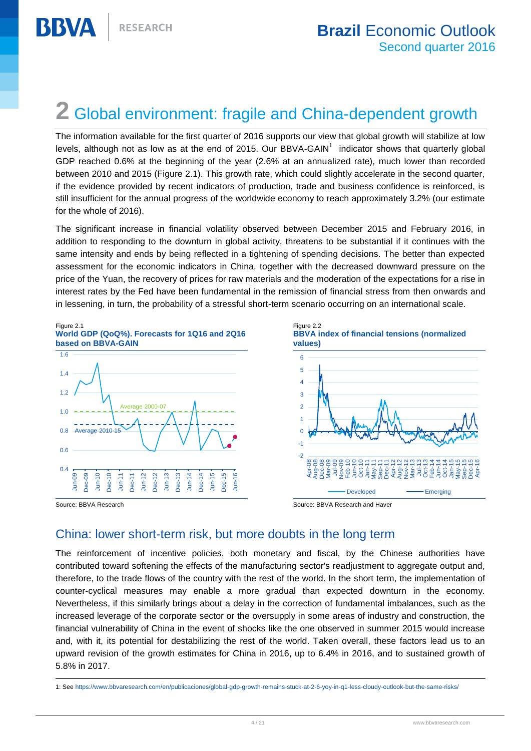# 2 Global environment: fragile and China-dependent growth

The information available for the first quarter of 2016 supports our view that global growth will stabilize at low levels, although not as low as at the end of 2015. Our BBVA-GAIN[1] indicator shows that quarterly global GDP reached 0.6% at the beginning of the year (2.6% at an annualized rate), much lower than recorded between 2010 and 2015 (Figure 2.1). This growth rate, which could slightly accelerate in the second quarter, if the evidence provided by recent indicators of production, trade and business confidence is reinforced, is still insufficient for the annual progress of the worldwide economy to reach approximately 3.2% (our estimate for the whole of 2016).

The significant increase in financial volatility observed between December 2015 and February 2016, in addition to responding to the downturn in global activity, threatens to be substantial if it continues with the same intensity and ends by being reflected in a tightening of spending decisions. The better than expected assessment for the economic indicators in China, together with the decreased downward pressure on the price of the Yuan, the recovery of prices for raw materials and the moderation of the expectations for a rise in interest rates by the Fed have been fundamental in the remission of financial stress from then onwards and in lessening, in turn, the probability of a stressful short-term scenario occurring on an international scale.

Figure 2.1
**World GDP (QoQ%). Forecasts for 1Q16 and 2Q16 based on BBVA-GAIN**

Source: BBVA Research

Figure 2.2
**BBVA index of financial tensions (normalized values)**

Source: BBVA Research and Haver

## China: lower short-term risk, but more doubts in the long term

The reinforcement of incentive policies, both monetary and fiscal, by the Chinese authorities have contributed toward softening the effects of the manufacturing sector's readjustment to aggregate output and, therefore, to the trade flows of the country with the rest of the world. In the short term, the implementation of counter-cyclical measures may enable a more gradual than expected downturn in the economy. Nevertheless, if this similarly brings about a delay in the correction of fundamental imbalances, such as the increased leverage of the corporate sector or the oversupply in some areas of industry and construction, the financial vulnerability of China in the event of shocks like the one observed in summer 2015 would increase and, with it, its potential for destabilizing the rest of the world. Taken overall, these factors lead us to an upward revision of the growth estimates for China in 2016, up to 6.4% in 2016, and to sustained growth of 5.8% in 2017.

1: See https://www.bbvaresearch.com/en/publicaciones/global-gdp-growth-remains-stuck-at-2-6-yoy-in-q1-less-cloudy-outlook-but-the-same-risks/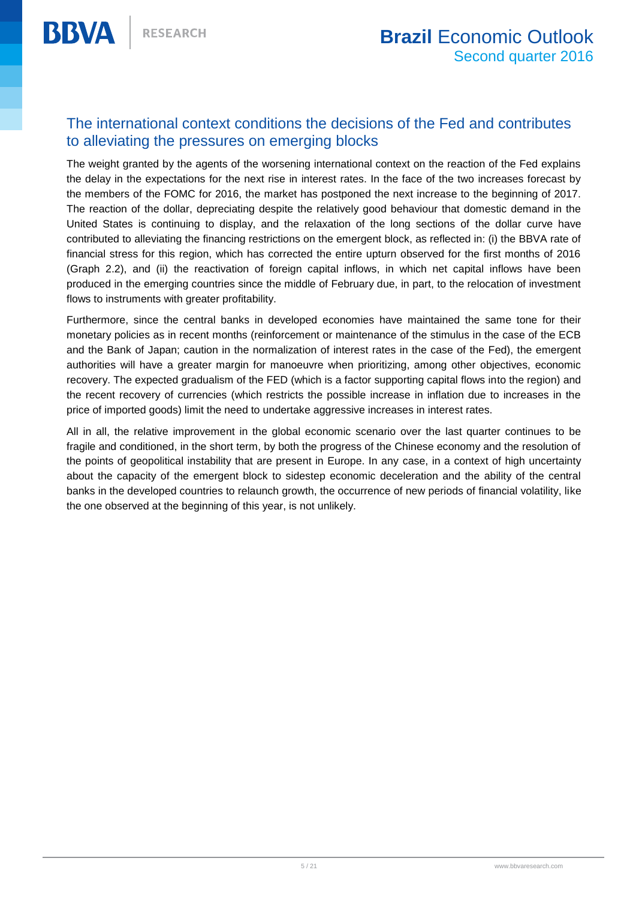## The international context conditions the decisions of the Fed and contributes to alleviating the pressures on emerging blocks

The weight granted by the agents of the worsening international context on the reaction of the Fed explains the delay in the expectations for the next rise in interest rates. In the face of the two increases forecast by the members of the FOMC for 2016, the market has postponed the next increase to the beginning of 2017. The reaction of the dollar, depreciating despite the relatively good behaviour that domestic demand in the United States is continuing to display, and the relaxation of the long sections of the dollar curve have contributed to alleviating the financing restrictions on the emergent block, as reflected in: (i) the BBVA rate of financial stress for this region, which has corrected the entire upturn observed for the first months of 2016 (Graph 2.2), and (ii) the reactivation of foreign capital inflows, in which net capital inflows have been produced in the emerging countries since the middle of February due, in part, to the relocation of investment flows to instruments with greater profitability.

Furthermore, since the central banks in developed economies have maintained the same tone for their monetary policies as in recent months (reinforcement or maintenance of the stimulus in the case of the ECB and the Bank of Japan; caution in the normalization of interest rates in the case of the Fed), the emergent authorities will have a greater margin for manoeuvre when prioritizing, among other objectives, economic recovery. The expected gradualism of the FED (which is a factor supporting capital flows into the region) and the recent recovery of currencies (which restricts the possible increase in inflation due to increases in the price of imported goods) limit the need to undertake aggressive increases in interest rates.

All in all, the relative improvement in the global economic scenario over the last quarter continues to be fragile and conditioned, in the short term, by both the progress of the Chinese economy and the resolution of the points of geopolitical instability that are present in Europe. In any case, in a context of high uncertainty about the capacity of the emergent block to sidestep economic deceleration and the ability of the central banks in the developed countries to relaunch growth, the occurrence of new periods of financial volatility, like the one observed at the beginning of this year, is not unlikely.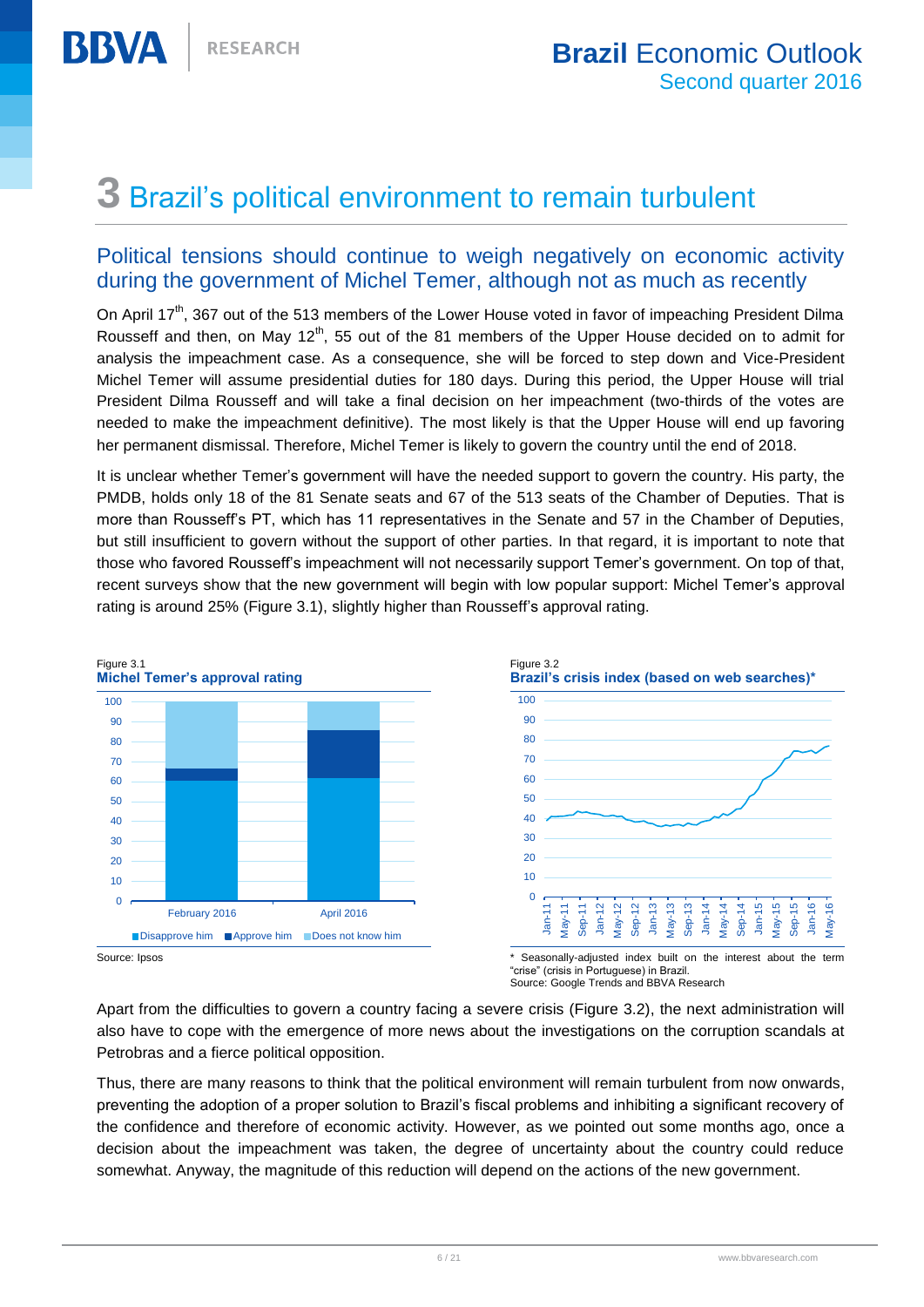# 3 Brazil's political environment to remain turbulent

## Political tensions should continue to weigh negatively on economic activity during the government of Michel Temer, although not as much as recently

On April 17th, 367 out of the 513 members of the Lower House voted in favor of impeaching President Dilma Rousseff and then, on May 12th, 55 out of the 81 members of the Upper House decided on to admit for analysis the impeachment case. As a consequence, she will be forced to step down and Vice-President Michel Temer will assume presidential duties for 180 days. During this period, the Upper House will trial President Dilma Rousseff and will take a final decision on her impeachment (two-thirds of the votes are needed to make the impeachment definitive). The most likely is that the Upper House will end up favoring her permanent dismissal. Therefore, Michel Temer is likely to govern the country until the end of 2018.

It is unclear whether Temer's government will have the needed support to govern the country. His party, the PMDB, holds only 18 of the 81 Senate seats and 67 of the 513 seats of the Chamber of Deputies. That is more than Rousseff's PT, which has 11 representatives in the Senate and 57 in the Chamber of Deputies, but still insufficient to govern without the support of other parties. In that regard, it is important to note that those who favored Rousseff's impeachment will not necessarily support Temer's government. On top of that, recent surveys show that the new government will begin with low popular support: Michel Temer's approval rating is around 25% (Figure 3.1), slightly higher than Rousseff's approval rating.

Figure 3.1
**Michel Temer's approval rating**

Source: Ipsos

Figure 3.2
**Brazil's crisis index (based on web searches)***

* Seasonally-adjusted index built on the interest about the term "crise" (crisis in Portuguese) in Brazil.
Source: Google Trends and BBVA Research

Apart from the difficulties to govern a country facing a severe crisis (Figure 3.2), the next administration will also have to cope with the emergence of more news about the investigations on the corruption scandals at Petrobras and a fierce political opposition.

Thus, there are many reasons to think that the political environment will remain turbulent from now onwards, preventing the adoption of a proper solution to Brazil's fiscal problems and inhibiting a significant recovery of the confidence and therefore of economic activity. However, as we pointed out some months ago, once a decision about the impeachment was taken, the degree of uncertainty about the country could reduce somewhat. Anyway, the magnitude of this reduction will depend on the actions of the new government.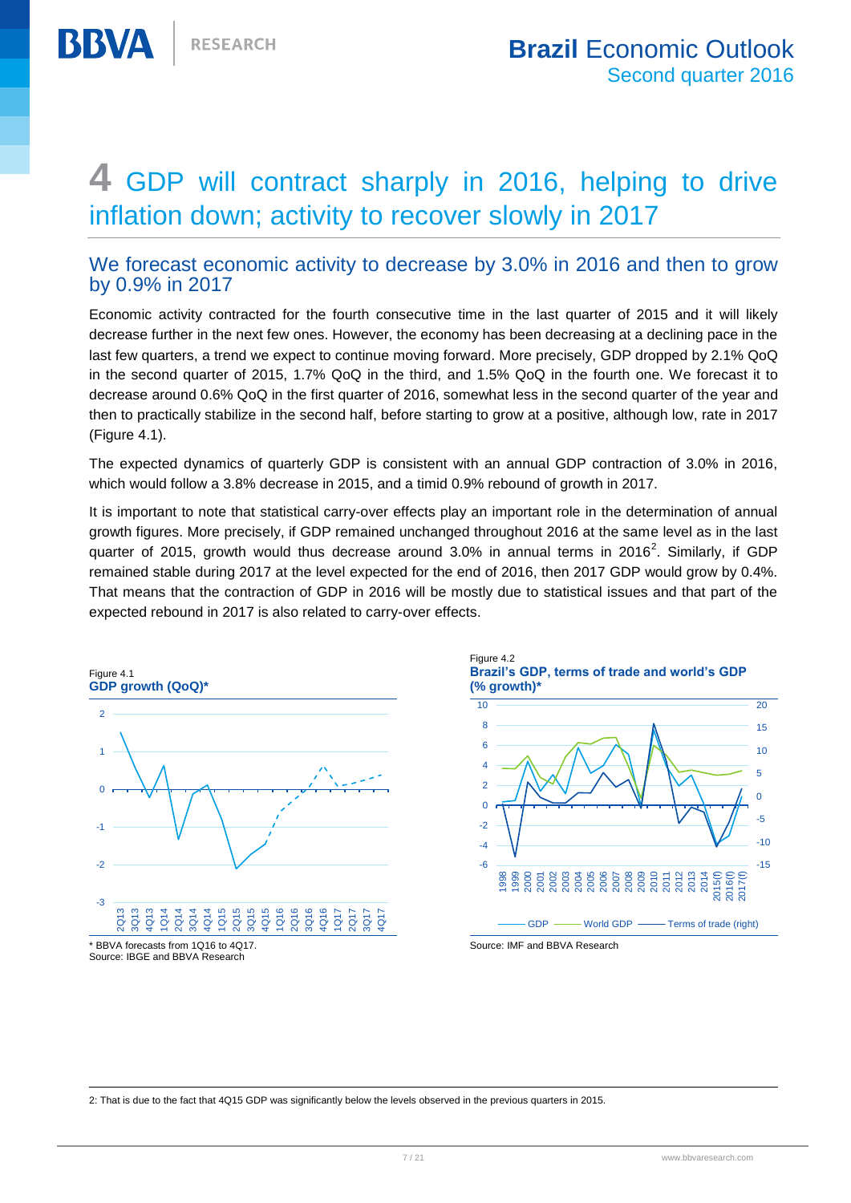# 4 GDP will contract sharply in 2016, helping to drive inflation down; activity to recover slowly in 2017

## We forecast economic activity to decrease by 3.0% in 2016 and then to grow by 0.9% in 2017

Economic activity contracted for the fourth consecutive time in the last quarter of 2015 and it will likely decrease further in the next few ones. However, the economy has been decreasing at a declining pace in the last few quarters, a trend we expect to continue moving forward. More precisely, GDP dropped by 2.1% QoQ in the second quarter of 2015, 1.7% QoQ in the third, and 1.5% QoQ in the fourth one. We forecast it to decrease around 0.6% QoQ in the first quarter of 2016, somewhat less in the second quarter of the year and then to practically stabilize in the second half, before starting to grow at a positive, although low, rate in 2017 (Figure 4.1).

The expected dynamics of quarterly GDP is consistent with an annual GDP contraction of 3.0% in 2016, which would follow a 3.8% decrease in 2015, and a timid 0.9% rebound of growth in 2017.

It is important to note that statistical carry-over effects play an important role in the determination of annual growth figures. More precisely, if GDP remained unchanged throughout 2016 at the same level as in the last quarter of 2015, growth would thus decrease around 3.0% in annual terms in 2016[2]. Similarly, if GDP remained stable during 2017 at the level expected for the end of 2016, then 2017 GDP would grow by 0.4%. That means that the contraction of GDP in 2016 will be mostly due to statistical issues and that part of the expected rebound in 2017 is also related to carry-over effects.

Figure 4.1
**GDP growth (QoQ)***

\* BBVA forecasts from 1Q16 to 4Q17.
Source: IBGE and BBVA Research

Figure 4.2
**Brazil's GDP, terms of trade and world's GDP (% growth)***

Source: IMF and BBVA Research

2: That is due to the fact that 4Q15 GDP was significantly below the levels observed in the previous quarters in 2015.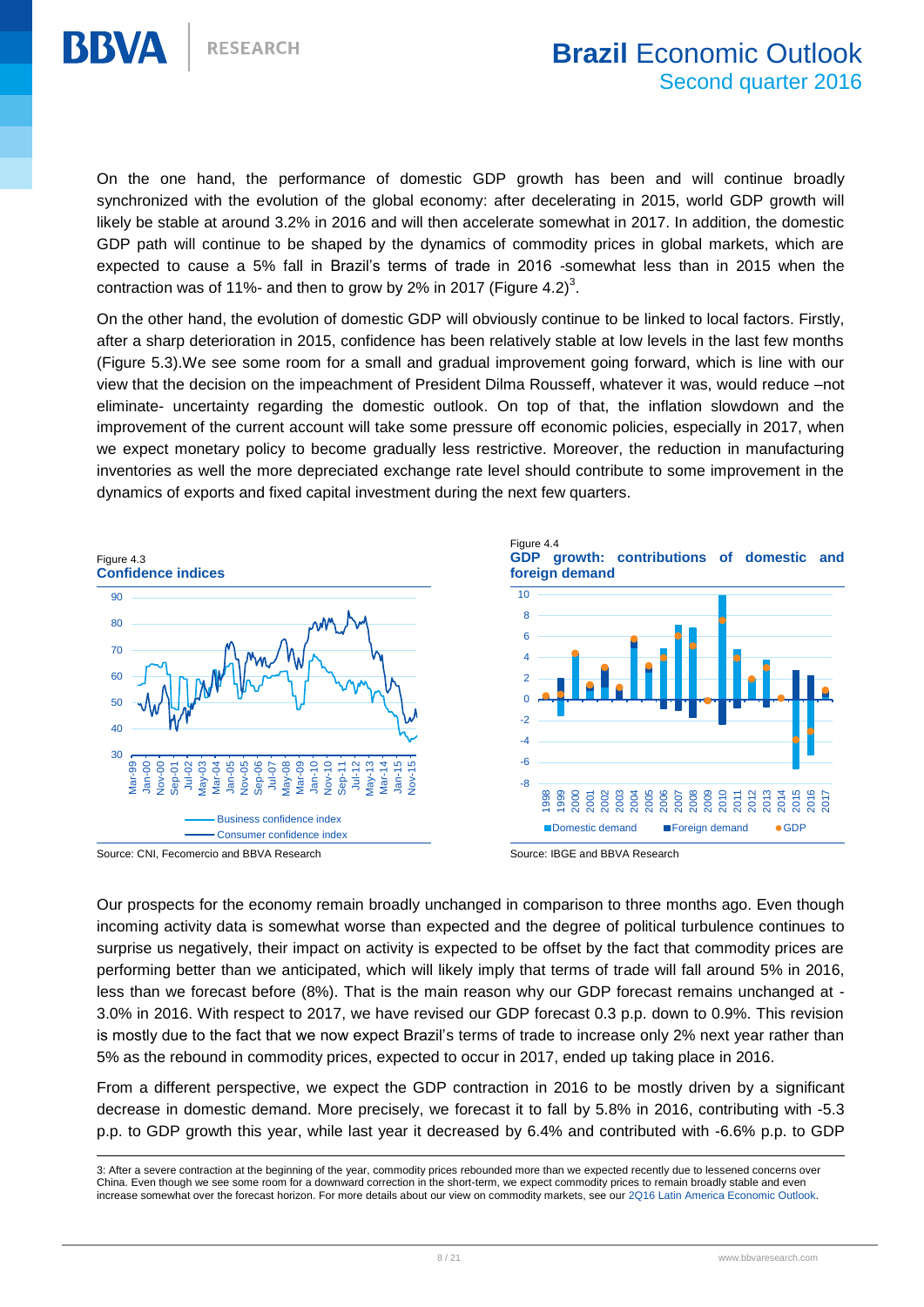On the one hand, the performance of domestic GDP growth has been and will continue broadly synchronized with the evolution of the global economy: after decelerating in 2015, world GDP growth will likely be stable at around 3.2% in 2016 and will then accelerate somewhat in 2017. In addition, the domestic GDP path will continue to be shaped by the dynamics of commodity prices in global markets, which are expected to cause a 5% fall in Brazil's terms of trade in 2016 -somewhat less than in 2015 when the contraction was of 11%- and then to grow by 2% in 2017 (Figure 4.2)[3].

On the other hand, the evolution of domestic GDP will obviously continue to be linked to local factors. Firstly, after a sharp deterioration in 2015, confidence has been relatively stable at low levels in the last few months (Figure 5.3).We see some room for a small and gradual improvement going forward, which is line with our view that the decision on the impeachment of President Dilma Rousseff, whatever it was, would reduce –not eliminate- uncertainty regarding the domestic outlook. On top of that, the inflation slowdown and the improvement of the current account will take some pressure off economic policies, especially in 2017, when we expect monetary policy to become gradually less restrictive. Moreover, the reduction in manufacturing inventories as well the more depreciated exchange rate level should contribute to some improvement in the dynamics of exports and fixed capital investment during the next few quarters.

Figure 4.3
**Confidence indices**

Source: CNI, Fecomercio and BBVA Research

Figure 4.4
**GDP growth: contributions of domestic and foreign demand**

Source: IBGE and BBVA Research

Our prospects for the economy remain broadly unchanged in comparison to three months ago. Even though incoming activity data is somewhat worse than expected and the degree of political turbulence continues to surprise us negatively, their impact on activity is expected to be offset by the fact that commodity prices are performing better than we anticipated, which will likely imply that terms of trade will fall around 5% in 2016, less than we forecast before (8%). That is the main reason why our GDP forecast remains unchanged at -3.0% in 2016. With respect to 2017, we have revised our GDP forecast 0.3 p.p. down to 0.9%. This revision is mostly due to the fact that we now expect Brazil's terms of trade to increase only 2% next year rather than 5% as the rebound in commodity prices, expected to occur in 2017, ended up taking place in 2016.

From a different perspective, we expect the GDP contraction in 2016 to be mostly driven by a significant decrease in domestic demand. More precisely, we forecast it to fall by 5.8% in 2016, contributing with -5.3 p.p. to GDP growth this year, while last year it decreased by 6.4% and contributed with -6.6% p.p. to GDP

3: After a severe contraction at the beginning of the year, commodity prices rebounded more than we expected recently due to lessened concerns over China. Even though we see some room for a downward correction in the short-term, we expect commodity prices to remain broadly stable and even increase somewhat over the forecast horizon. For more details about our view on commodity markets, see our 2Q16 Latin America Economic Outlook.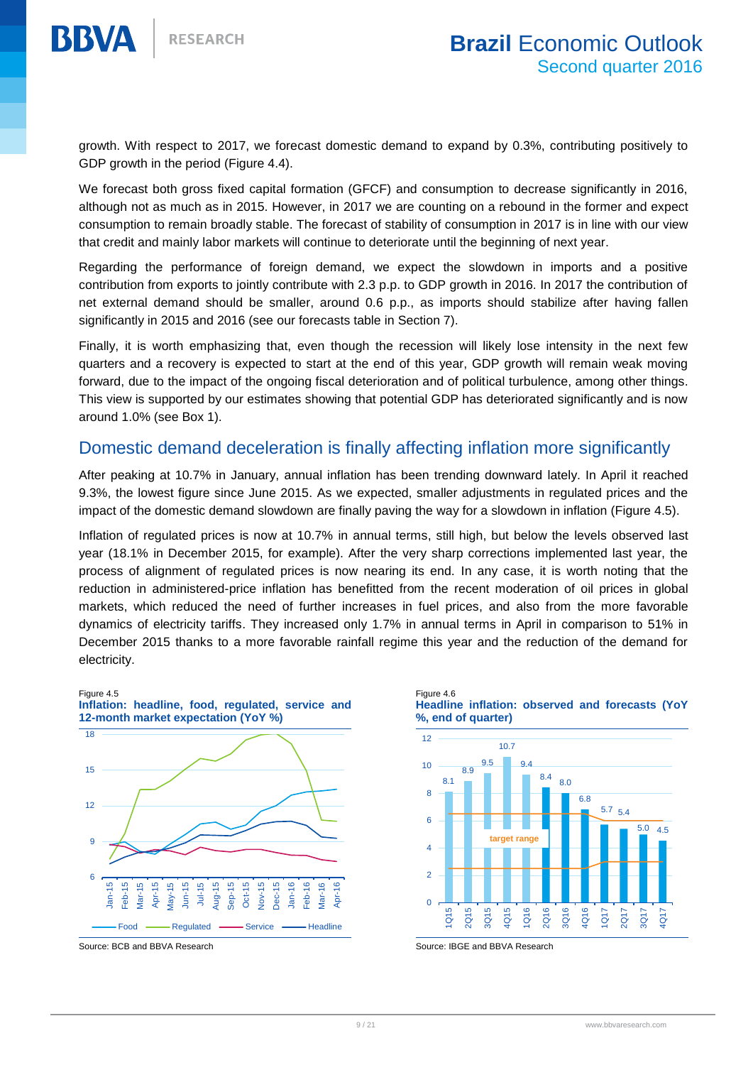growth. With respect to 2017, we forecast domestic demand to expand by 0.3%, contributing positively to GDP growth in the period (Figure 4.4).

We forecast both gross fixed capital formation (GFCF) and consumption to decrease significantly in 2016, although not as much as in 2015. However, in 2017 we are counting on a rebound in the former and expect consumption to remain broadly stable. The forecast of stability of consumption in 2017 is in line with our view that credit and mainly labor markets will continue to deteriorate until the beginning of next year.

Regarding the performance of foreign demand, we expect the slowdown in imports and a positive contribution from exports to jointly contribute with 2.3 p.p. to GDP growth in 2016. In 2017 the contribution of net external demand should be smaller, around 0.6 p.p., as imports should stabilize after having fallen significantly in 2015 and 2016 (see our forecasts table in Section 7).

Finally, it is worth emphasizing that, even though the recession will likely lose intensity in the next few quarters and a recovery is expected to start at the end of this year, GDP growth will remain weak moving forward, due to the impact of the ongoing fiscal deterioration and of political turbulence, among other things. This view is supported by our estimates showing that potential GDP has deteriorated significantly and is now around 1.0% (see Box 1).

## Domestic demand deceleration is finally affecting inflation more significantly

After peaking at 10.7% in January, annual inflation has been trending downward lately. In April it reached 9.3%, the lowest figure since June 2015. As we expected, smaller adjustments in regulated prices and the impact of the domestic demand slowdown are finally paving the way for a slowdown in inflation (Figure 4.5).

Inflation of regulated prices is now at 10.7% in annual terms, still high, but below the levels observed last year (18.1% in December 2015, for example). After the very sharp corrections implemented last year, the process of alignment of regulated prices is now nearing its end. In any case, it is worth noting that the reduction in administered-price inflation has benefitted from the recent moderation of oil prices in global markets, which reduced the need of further increases in fuel prices, and also from the more favorable dynamics of electricity tariffs. They increased only 1.7% in annual terms in April in comparison to 51% in December 2015 thanks to a more favorable rainfall regime this year and the reduction of the demand for electricity.

Figure 4.5
**Inflation: headline, food, regulated, service and 12-month market expectation (YoY %)**

Source: BCB and BBVA Research

Figure 4.6
**Headline inflation: observed and forecasts (YoY %, end of quarter)**

| 1Q15 | 2Q15 | 3Q15 | 4Q15 | 1Q16 | 2Q16 | 3Q16 | 4Q16 | 1Q17 | 2Q17 | 3Q17 | 4Q17 |
|---|---|---|---|---|---|---|---|---|---|---|---|
| 8.1 | 8.9 | 9.5 | 10.7 | 9.4 | 8.4 | 8.0 | 6.8 | 5.7 | 5.4 | 5.0 | 4.5 |

Source: IBGE and BBVA Research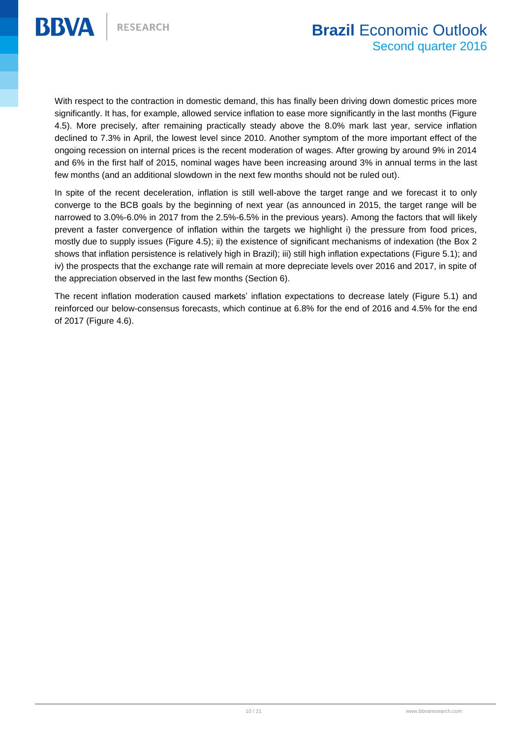With respect to the contraction in domestic demand, this has finally been driving down domestic prices more significantly. It has, for example, allowed service inflation to ease more significantly in the last months (Figure 4.5). More precisely, after remaining practically steady above the 8.0% mark last year, service inflation declined to 7.3% in April, the lowest level since 2010. Another symptom of the more important effect of the ongoing recession on internal prices is the recent moderation of wages. After growing by around 9% in 2014 and 6% in the first half of 2015, nominal wages have been increasing around 3% in annual terms in the last few months (and an additional slowdown in the next few months should not be ruled out).

In spite of the recent deceleration, inflation is still well-above the target range and we forecast it to only converge to the BCB goals by the beginning of next year (as announced in 2015, the target range will be narrowed to 3.0%-6.0% in 2017 from the 2.5%-6.5% in the previous years). Among the factors that will likely prevent a faster convergence of inflation within the targets we highlight i) the pressure from food prices, mostly due to supply issues (Figure 4.5); ii) the existence of significant mechanisms of indexation (the Box 2 shows that inflation persistence is relatively high in Brazil); iii) still high inflation expectations (Figure 5.1); and iv) the prospects that the exchange rate will remain at more depreciate levels over 2016 and 2017, in spite of the appreciation observed in the last few months (Section 6).

The recent inflation moderation caused markets' inflation expectations to decrease lately (Figure 5.1) and reinforced our below-consensus forecasts, which continue at 6.8% for the end of 2016 and 4.5% for the end of 2017 (Figure 4.6).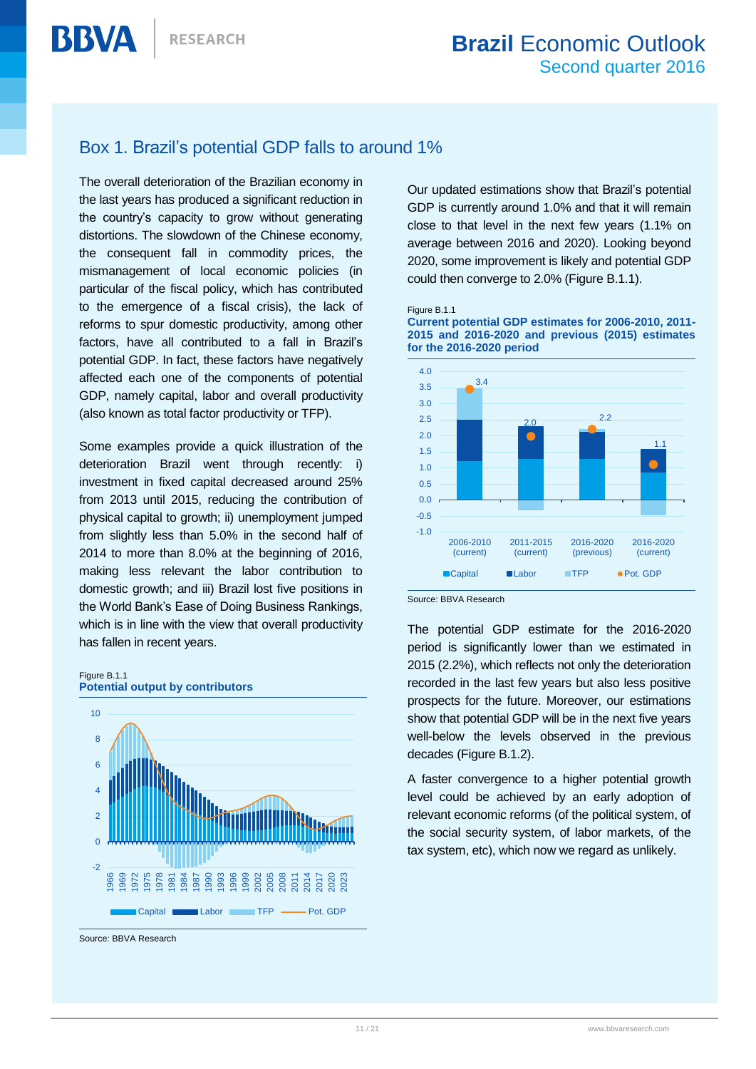## Box 1. Brazil's potential GDP falls to around 1%

The overall deterioration of the Brazilian economy in the last years has produced a significant reduction in the country's capacity to grow without generating distortions. The slowdown of the Chinese economy, the consequent fall in commodity prices, the mismanagement of local economic policies (in particular of the fiscal policy, which has contributed to the emergence of a fiscal crisis), the lack of reforms to spur domestic productivity, among other factors, have all contributed to a fall in Brazil's potential GDP. In fact, these factors have negatively affected each one of the components of potential GDP, namely capital, labor and overall productivity (also known as total factor productivity or TFP).

Some examples provide a quick illustration of the deterioration Brazil went through recently: i) investment in fixed capital decreased around 25% from 2013 until 2015, reducing the contribution of physical capital to growth; ii) unemployment jumped from slightly less than 5.0% in the second half of 2014 to more than 8.0% at the beginning of 2016, making less relevant the labor contribution to domestic growth; and iii) Brazil lost five positions in the World Bank's Ease of Doing Business Rankings, which is in line with the view that overall productivity has fallen in recent years.

Figure B.1.1
**Potential output by contributors**

Source: BBVA Research

Our updated estimations show that Brazil's potential GDP is currently around 1.0% and that it will remain close to that level in the next five years (1.1% on average between 2016 and 2020). Looking beyond 2020, some improvement is likely and potential GDP could then converge to 2.0% (Figure B.1.1).

Figure B.1.1
**Current potential GDP estimates for 2006-2010, 2011-2015 and 2016-2020 and previous (2015) estimates for the 2016-2020 period**

Source: BBVA Research

The potential GDP estimate for the 2016-2020 period is significantly lower than we estimated in 2015 (2.2%), which reflects not only the deterioration recorded in the last few years but also less positive prospects for the future. Moreover, our estimations show that potential GDP will be in the next five years well-below the levels observed in the previous decades (Figure B.1.2).

A faster convergence to a higher potential growth level could be achieved by an early adoption of relevant economic reforms (of the political system, of the social security system, of labor markets, of the tax system, etc), which now we regard as unlikely.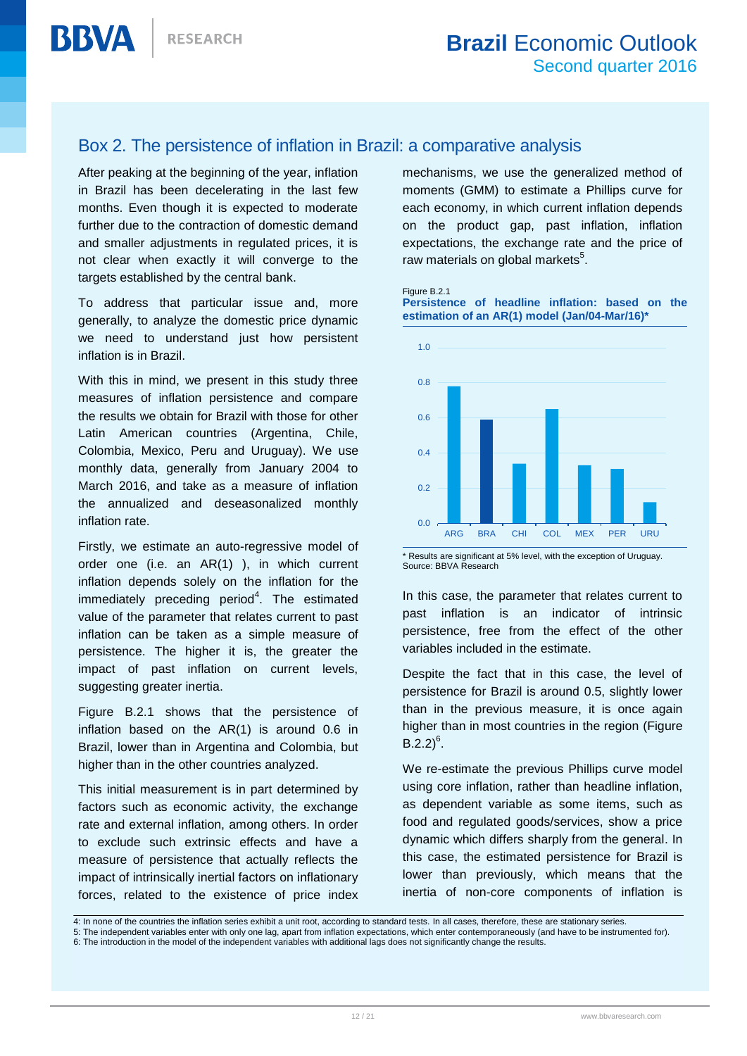## Box 2. The persistence of inflation in Brazil: a comparative analysis

After peaking at the beginning of the year, inflation in Brazil has been decelerating in the last few months. Even though it is expected to moderate further due to the contraction of domestic demand and smaller adjustments in regulated prices, it is not clear when exactly it will converge to the targets established by the central bank.

To address that particular issue and, more generally, to analyze the domestic price dynamic we need to understand just how persistent inflation is in Brazil.

With this in mind, we present in this study three measures of inflation persistence and compare the results we obtain for Brazil with those for other Latin American countries (Argentina, Chile, Colombia, Mexico, Peru and Uruguay). We use monthly data, generally from January 2004 to March 2016, and take as a measure of inflation the annualized and deseasonalized monthly inflation rate.

Firstly, we estimate an auto-regressive model of order one (i.e. an AR(1) ), in which current inflation depends solely on the inflation for the immediately preceding period[4]. The estimated value of the parameter that relates current to past inflation can be taken as a simple measure of persistence. The higher it is, the greater the impact of past inflation on current levels, suggesting greater inertia.

Figure B.2.1 shows that the persistence of inflation based on the AR(1) is around 0.6 in Brazil, lower than in Argentina and Colombia, but higher than in the other countries analyzed.

This initial measurement is in part determined by factors such as economic activity, the exchange rate and external inflation, among others. In order to exclude such extrinsic effects and have a measure of persistence that actually reflects the impact of intrinsically inertial factors on inflationary forces, related to the existence of price index mechanisms, we use the generalized method of moments (GMM) to estimate a Phillips curve for each economy, in which current inflation depends on the product gap, past inflation, inflation expectations, the exchange rate and the price of raw materials on global markets[5].

Figure B.2.1
**Persistence of headline inflation: based on the estimation of an AR(1) model (Jan/04-Mar/16)***

| Country | Persistence (approx.) |
|---|---|
| ARG | 0.78 |
| BRA | 0.59 |
| CHI | 0.34 |
| COL | 0.65 |
| MEX | 0.33 |
| PER | 0.31 |
| URU | 0.12 |

\* Results are significant at 5% level, with the exception of Uruguay.
Source: BBVA Research

In this case, the parameter that relates current to past inflation is an indicator of intrinsic persistence, free from the effect of the other variables included in the estimate.

Despite the fact that in this case, the level of persistence for Brazil is around 0.5, slightly lower than in the previous measure, it is once again higher than in most countries in the region (Figure B.2.2)[6].

We re-estimate the previous Phillips curve model using core inflation, rather than headline inflation, as dependent variable as some items, such as food and regulated goods/services, show a price dynamic which differs sharply from the general. In this case, the estimated persistence for Brazil is lower than previously, which means that the inertia of non-core components of inflation is

---

4: In none of the countries the inflation series exhibit a unit root, according to standard tests. In all cases, therefore, these are stationary series.
5: The independent variables enter with only one lag, apart from inflation expectations, which enter contemporaneously (and have to be instrumented for).
6: The introduction in the model of the independent variables with additional lags does not significantly change the results.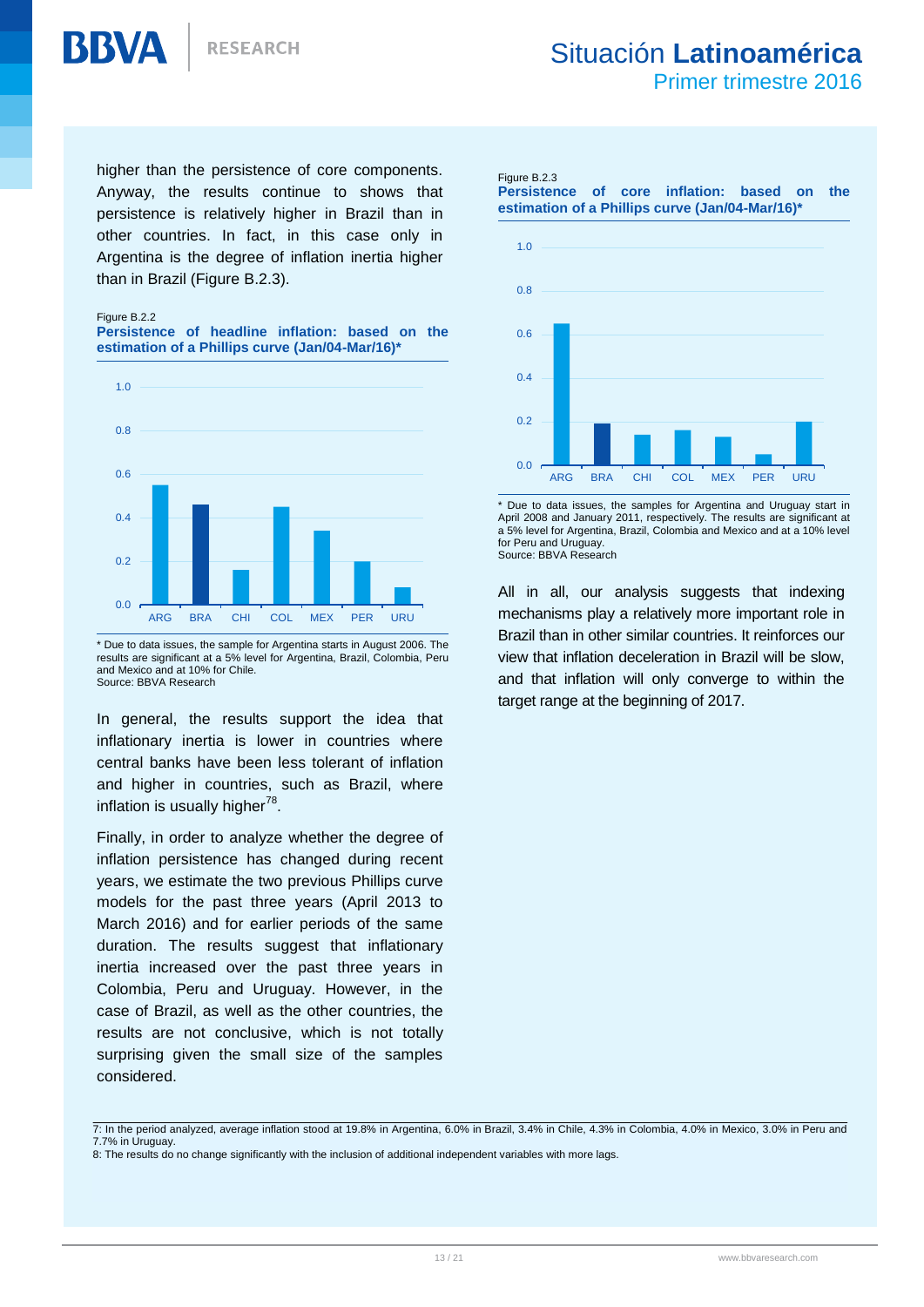higher than the persistence of core components. Anyway, the results continue to shows that persistence is relatively higher in Brazil than in other countries. In fact, in this case only in Argentina is the degree of inflation inertia higher than in Brazil (Figure B.2.3).

Figure B.2.2
**Persistence of headline inflation: based on the estimation of a Phillips curve (Jan/04-Mar/16)***

* Due to data issues, the sample for Argentina starts in August 2006. The results are significant at a 5% level for Argentina, Brazil, Colombia, Peru and Mexico and at 10% for Chile.
Source: BBVA Research

In general, the results support the idea that inflationary inertia is lower in countries where central banks have been less tolerant of inflation and higher in countries, such as Brazil, where inflation is usually higher[7][8].

Finally, in order to analyze whether the degree of inflation persistence has changed during recent years, we estimate the two previous Phillips curve models for the past three years (April 2013 to March 2016) and for earlier periods of the same duration. The results suggest that inflationary inertia increased over the past three years in Colombia, Peru and Uruguay. However, in the case of Brazil, as well as the other countries, the results are not conclusive, which is not totally surprising given the small size of the samples considered.

Figure B.2.3
**Persistence of core inflation: based on the estimation of a Phillips curve (Jan/04-Mar/16)***

* Due to data issues, the samples for Argentina and Uruguay start in April 2008 and January 2011, respectively. The results are significant at a 5% level for Argentina, Brazil, Colombia and Mexico and at a 10% level for Peru and Uruguay.
Source: BBVA Research

All in all, our analysis suggests that indexing mechanisms play a relatively more important role in Brazil than in other similar countries. It reinforces our view that inflation deceleration in Brazil will be slow, and that inflation will only converge to within the target range at the beginning of 2017.

7: In the period analyzed, average inflation stood at 19.8% in Argentina, 6.0% in Brazil, 3.4% in Chile, 4.3% in Colombia, 4.0% in Mexico, 3.0% in Peru and 7.7% in Uruguay.
8: The results do no change significantly with the inclusion of additional independent variables with more lags.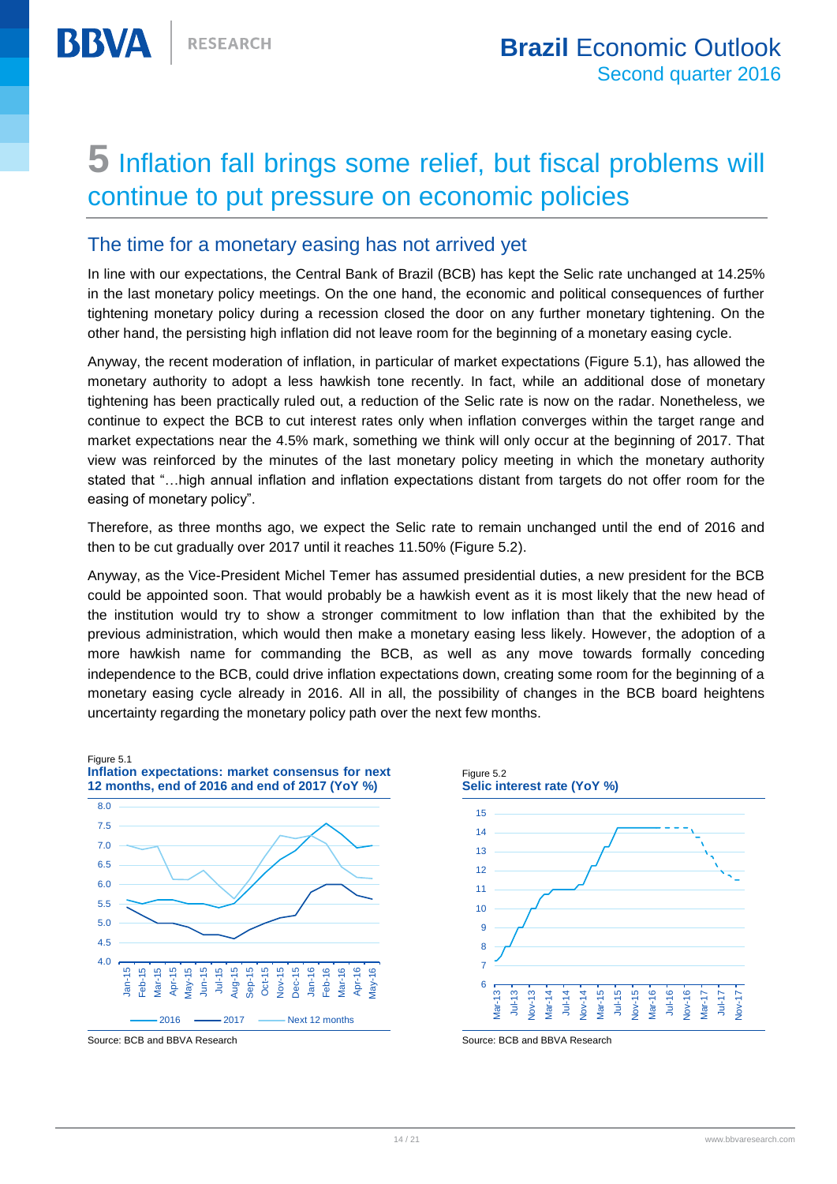# 5 Inflation fall brings some relief, but fiscal problems will continue to put pressure on economic policies

## The time for a monetary easing has not arrived yet

In line with our expectations, the Central Bank of Brazil (BCB) has kept the Selic rate unchanged at 14.25% in the last monetary policy meetings. On the one hand, the economic and political consequences of further tightening monetary policy during a recession closed the door on any further monetary tightening. On the other hand, the persisting high inflation did not leave room for the beginning of a monetary easing cycle.

Anyway, the recent moderation of inflation, in particular of market expectations (Figure 5.1), has allowed the monetary authority to adopt a less hawkish tone recently. In fact, while an additional dose of monetary tightening has been practically ruled out, a reduction of the Selic rate is now on the radar. Nonetheless, we continue to expect the BCB to cut interest rates only when inflation converges within the target range and market expectations near the 4.5% mark, something we think will only occur at the beginning of 2017. That view was reinforced by the minutes of the last monetary policy meeting in which the monetary authority stated that "…high annual inflation and inflation expectations distant from targets do not offer room for the easing of monetary policy".

Therefore, as three months ago, we expect the Selic rate to remain unchanged until the end of 2016 and then to be cut gradually over 2017 until it reaches 11.50% (Figure 5.2).

Anyway, as the Vice-President Michel Temer has assumed presidential duties, a new president for the BCB could be appointed soon. That would probably be a hawkish event as it is most likely that the new head of the institution would try to show a stronger commitment to low inflation than that the exhibited by the previous administration, which would then make a monetary easing less likely. However, the adoption of a more hawkish name for commanding the BCB, as well as any move towards formally conceding independence to the BCB, could drive inflation expectations down, creating some room for the beginning of a monetary easing cycle already in 2016. All in all, the possibility of changes in the BCB board heightens uncertainty regarding the monetary policy path over the next few months.

Figure 5.1
**Inflation expectations: market consensus for next 12 months, end of 2016 and end of 2017 (YoY %)**

Source: BCB and BBVA Research

Figure 5.2
**Selic interest rate (YoY %)**

Source: BCB and BBVA Research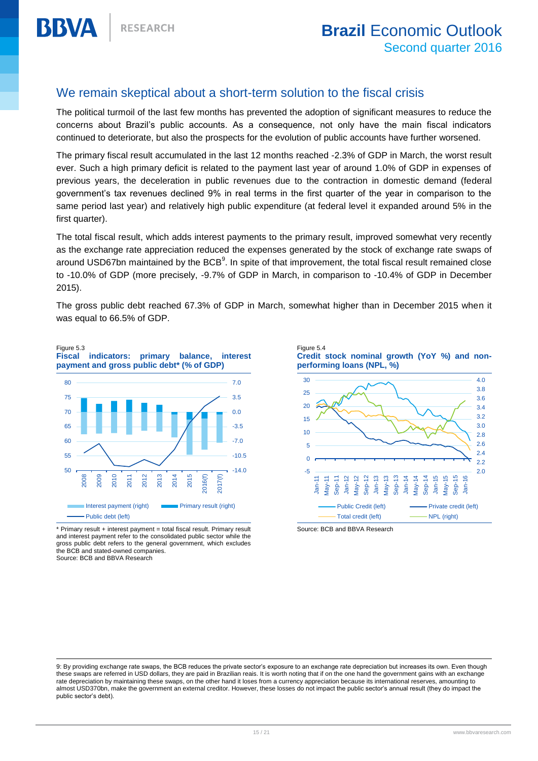## We remain skeptical about a short-term solution to the fiscal crisis

The political turmoil of the last few months has prevented the adoption of significant measures to reduce the concerns about Brazil's public accounts. As a consequence, not only have the main fiscal indicators continued to deteriorate, but also the prospects for the evolution of public accounts have further worsened.

The primary fiscal result accumulated in the last 12 months reached -2.3% of GDP in March, the worst result ever. Such a high primary deficit is related to the payment last year of around 1.0% of GDP in expenses of previous years, the deceleration in public revenues due to the contraction in domestic demand (federal government's tax revenues declined 9% in real terms in the first quarter of the year in comparison to the same period last year) and relatively high public expenditure (at federal level it expanded around 5% in the first quarter).

The total fiscal result, which adds interest payments to the primary result, improved somewhat very recently as the exchange rate appreciation reduced the expenses generated by the stock of exchange rate swaps of around USD67bn maintained by the BCB[9]. In spite of that improvement, the total fiscal result remained close to -10.0% of GDP (more precisely, -9.7% of GDP in March, in comparison to -10.4% of GDP in December 2015).

The gross public debt reached 67.3% of GDP in March, somewhat higher than in December 2015 when it was equal to 66.5% of GDP.

Figure 5.3
**Fiscal indicators: primary balance, interest payment and gross public debt* (% of GDP)**

* Primary result + interest payment = total fiscal result. Primary result and interest payment refer to the consolidated public sector while the gross public debt refers to the general government, which excludes the BCB and stated-owned companies.
Source: BCB and BBVA Research

Figure 5.4
**Credit stock nominal growth (YoY %) and non-performing loans (NPL, %)**

Source: BCB and BBVA Research

9: By providing exchange rate swaps, the BCB reduces the private sector's exposure to an exchange rate depreciation but increases its own. Even though these swaps are referred in USD dollars, they are paid in Brazilian reais. It is worth noting that if on the one hand the government gains with an exchange rate depreciation by maintaining these swaps, on the other hand it loses from a currency appreciation because its international reserves, amounting to almost USD370bn, make the government an external creditor. However, these losses do not impact the public sector's annual result (they do impact the public sector's debt).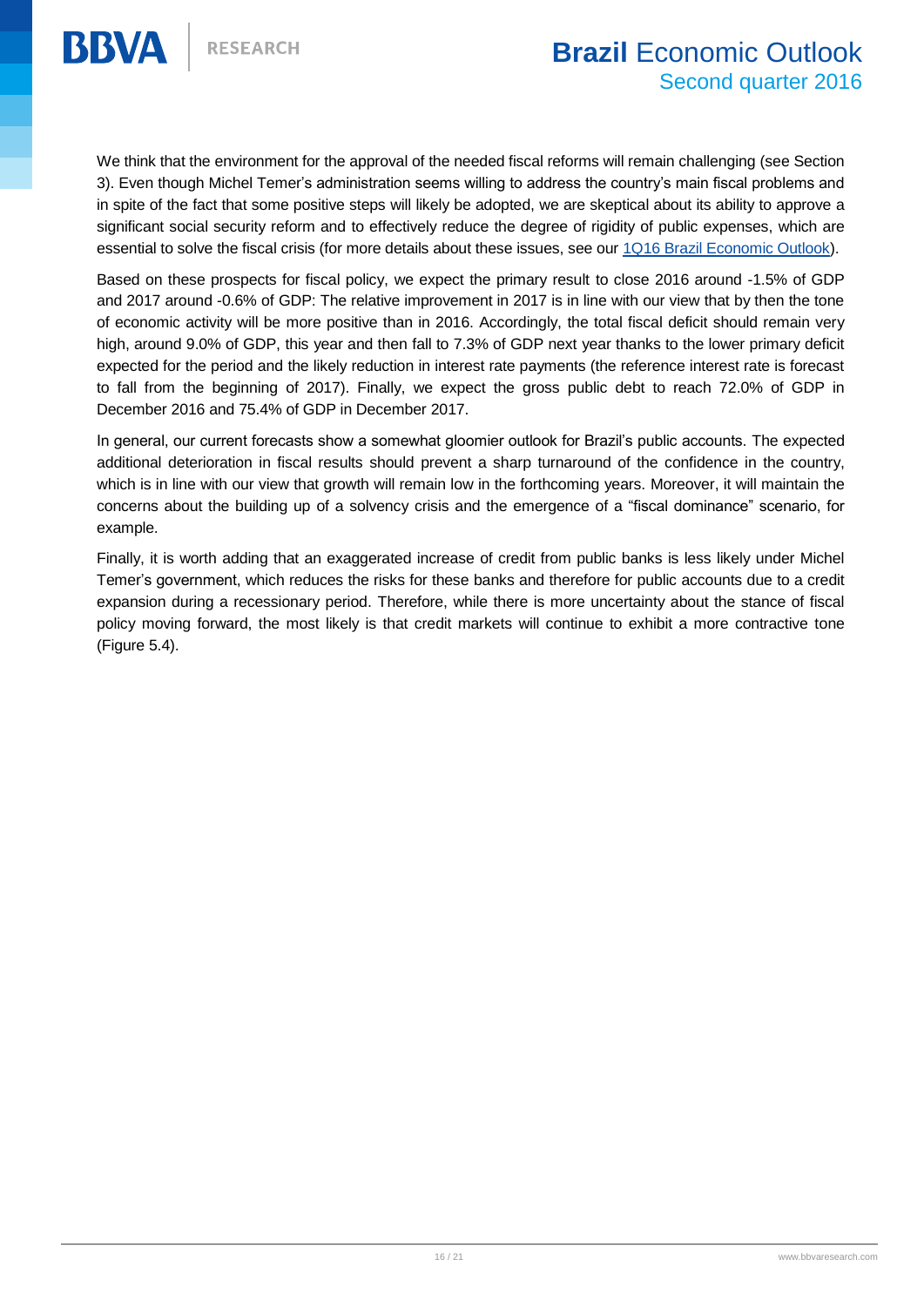We think that the environment for the approval of the needed fiscal reforms will remain challenging (see Section 3). Even though Michel Temer's administration seems willing to address the country's main fiscal problems and in spite of the fact that some positive steps will likely be adopted, we are skeptical about its ability to approve a significant social security reform and to effectively reduce the degree of rigidity of public expenses, which are essential to solve the fiscal crisis (for more details about these issues, see our 1Q16 Brazil Economic Outlook).

Based on these prospects for fiscal policy, we expect the primary result to close 2016 around -1.5% of GDP and 2017 around -0.6% of GDP: The relative improvement in 2017 is in line with our view that by then the tone of economic activity will be more positive than in 2016. Accordingly, the total fiscal deficit should remain very high, around 9.0% of GDP, this year and then fall to 7.3% of GDP next year thanks to the lower primary deficit expected for the period and the likely reduction in interest rate payments (the reference interest rate is forecast to fall from the beginning of 2017). Finally, we expect the gross public debt to reach 72.0% of GDP in December 2016 and 75.4% of GDP in December 2017.

In general, our current forecasts show a somewhat gloomier outlook for Brazil's public accounts. The expected additional deterioration in fiscal results should prevent a sharp turnaround of the confidence in the country, which is in line with our view that growth will remain low in the forthcoming years. Moreover, it will maintain the concerns about the building up of a solvency crisis and the emergence of a "fiscal dominance" scenario, for example.

Finally, it is worth adding that an exaggerated increase of credit from public banks is less likely under Michel Temer's government, which reduces the risks for these banks and therefore for public accounts due to a credit expansion during a recessionary period. Therefore, while there is more uncertainty about the stance of fiscal policy moving forward, the most likely is that credit markets will continue to exhibit a more contractive tone (Figure 5.4).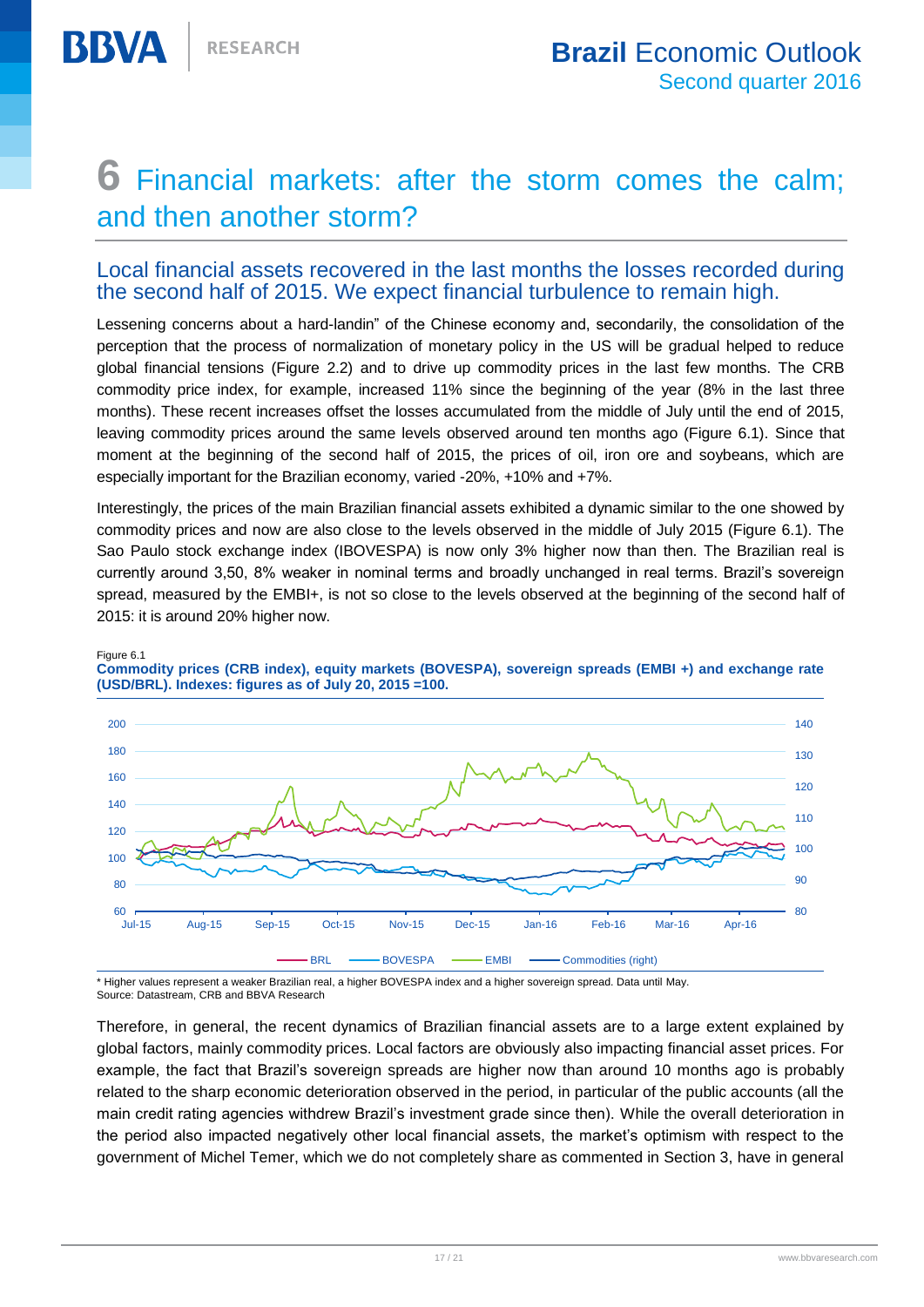# 6 Financial markets: after the storm comes the calm; and then another storm?

## Local financial assets recovered in the last months the losses recorded during the second half of 2015. We expect financial turbulence to remain high.

Lessening concerns about a hard-landin" of the Chinese economy and, secondarily, the consolidation of the perception that the process of normalization of monetary policy in the US will be gradual helped to reduce global financial tensions (Figure 2.2) and to drive up commodity prices in the last few months. The CRB commodity price index, for example, increased 11% since the beginning of the year (8% in the last three months). These recent increases offset the losses accumulated from the middle of July until the end of 2015, leaving commodity prices around the same levels observed around ten months ago (Figure 6.1). Since that moment at the beginning of the second half of 2015, the prices of oil, iron ore and soybeans, which are especially important for the Brazilian economy, varied -20%, +10% and +7%.

Interestingly, the prices of the main Brazilian financial assets exhibited a dynamic similar to the one showed by commodity prices and now are also close to the levels observed in the middle of July 2015 (Figure 6.1). The Sao Paulo stock exchange index (IBOVESPA) is now only 3% higher now than then. The Brazilian real is currently around 3,50, 8% weaker in nominal terms and broadly unchanged in real terms. Brazil's sovereign spread, measured by the EMBI+, is not so close to the levels observed at the beginning of the second half of 2015: it is around 20% higher now.

Figure 6.1

**Commodity prices (CRB index), equity markets (BOVESPA), sovereign spreads (EMBI +) and exchange rate (USD/BRL). Indexes: figures as of July 20, 2015 =100.**

\* Higher values represent a weaker Brazilian real, a higher BOVESPA index and a higher sovereign spread. Data until May.

Source: Datastream, CRB and BBVA Research

Therefore, in general, the recent dynamics of Brazilian financial assets are to a large extent explained by global factors, mainly commodity prices. Local factors are obviously also impacting financial asset prices. For example, the fact that Brazil's sovereign spreads are higher now than around 10 months ago is probably related to the sharp economic deterioration observed in the period, in particular of the public accounts (all the main credit rating agencies withdrew Brazil's investment grade since then). While the overall deterioration in the period also impacted negatively other local financial assets, the market's optimism with respect to the government of Michel Temer, which we do not completely share as commented in Section 3, have in general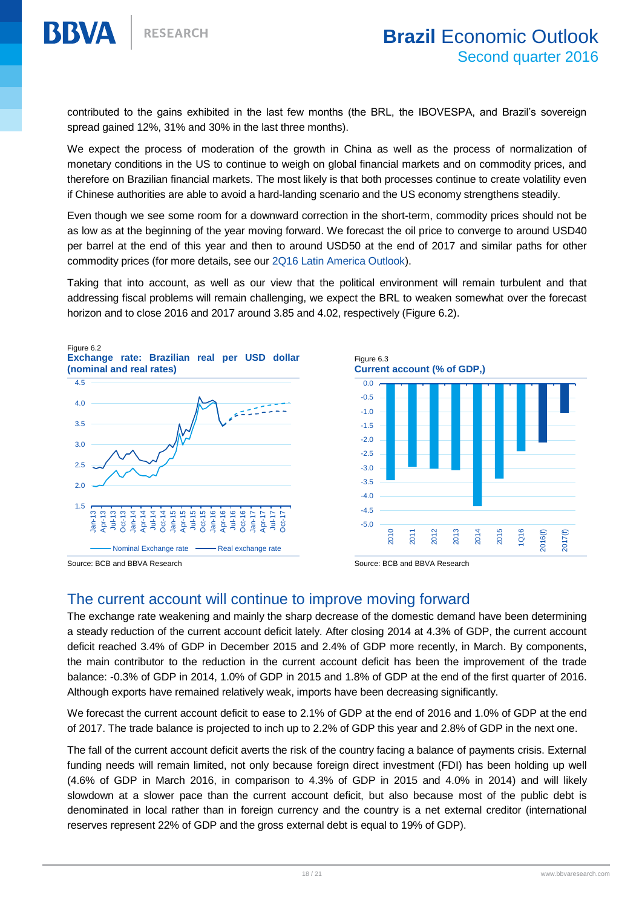contributed to the gains exhibited in the last few months (the BRL, the IBOVESPA, and Brazil's sovereign spread gained 12%, 31% and 30% in the last three months).

We expect the process of moderation of the growth in China as well as the process of normalization of monetary conditions in the US to continue to weigh on global financial markets and on commodity prices, and therefore on Brazilian financial markets. The most likely is that both processes continue to create volatility even if Chinese authorities are able to avoid a hard-landing scenario and the US economy strengthens steadily.

Even though we see some room for a downward correction in the short-term, commodity prices should not be as low as at the beginning of the year moving forward. We forecast the oil price to converge to around USD40 per barrel at the end of this year and then to around USD50 at the end of 2017 and similar paths for other commodity prices (for more details, see our 2Q16 Latin America Outlook).

Taking that into account, as well as our view that the political environment will remain turbulent and that addressing fiscal problems will remain challenging, we expect the BRL to weaken somewhat over the forecast horizon and to close 2016 and 2017 around 3.85 and 4.02, respectively (Figure 6.2).

Figure 6.2
**Exchange rate: Brazilian real per USD dollar (nominal and real rates)**

Source: BCB and BBVA Research

Figure 6.3
**Current account (% of GDP,)**

Source: BCB and BBVA Research

## The current account will continue to improve moving forward

The exchange rate weakening and mainly the sharp decrease of the domestic demand have been determining a steady reduction of the current account deficit lately. After closing 2014 at 4.3% of GDP, the current account deficit reached 3.4% of GDP in December 2015 and 2.4% of GDP more recently, in March. By components, the main contributor to the reduction in the current account deficit has been the improvement of the trade balance: -0.3% of GDP in 2014, 1.0% of GDP in 2015 and 1.8% of GDP at the end of the first quarter of 2016. Although exports have remained relatively weak, imports have been decreasing significantly.

We forecast the current account deficit to ease to 2.1% of GDP at the end of 2016 and 1.0% of GDP at the end of 2017. The trade balance is projected to inch up to 2.2% of GDP this year and 2.8% of GDP in the next one.

The fall of the current account deficit averts the risk of the country facing a balance of payments crisis. External funding needs will remain limited, not only because foreign direct investment (FDI) has been holding up well (4.6% of GDP in March 2016, in comparison to 4.3% of GDP in 2015 and 4.0% in 2014) and will likely slowdown at a slower pace than the current account deficit, but also because most of the public debt is denominated in local rather than in foreign currency and the country is a net external creditor (international reserves represent 22% of GDP and the gross external debt is equal to 19% of GDP).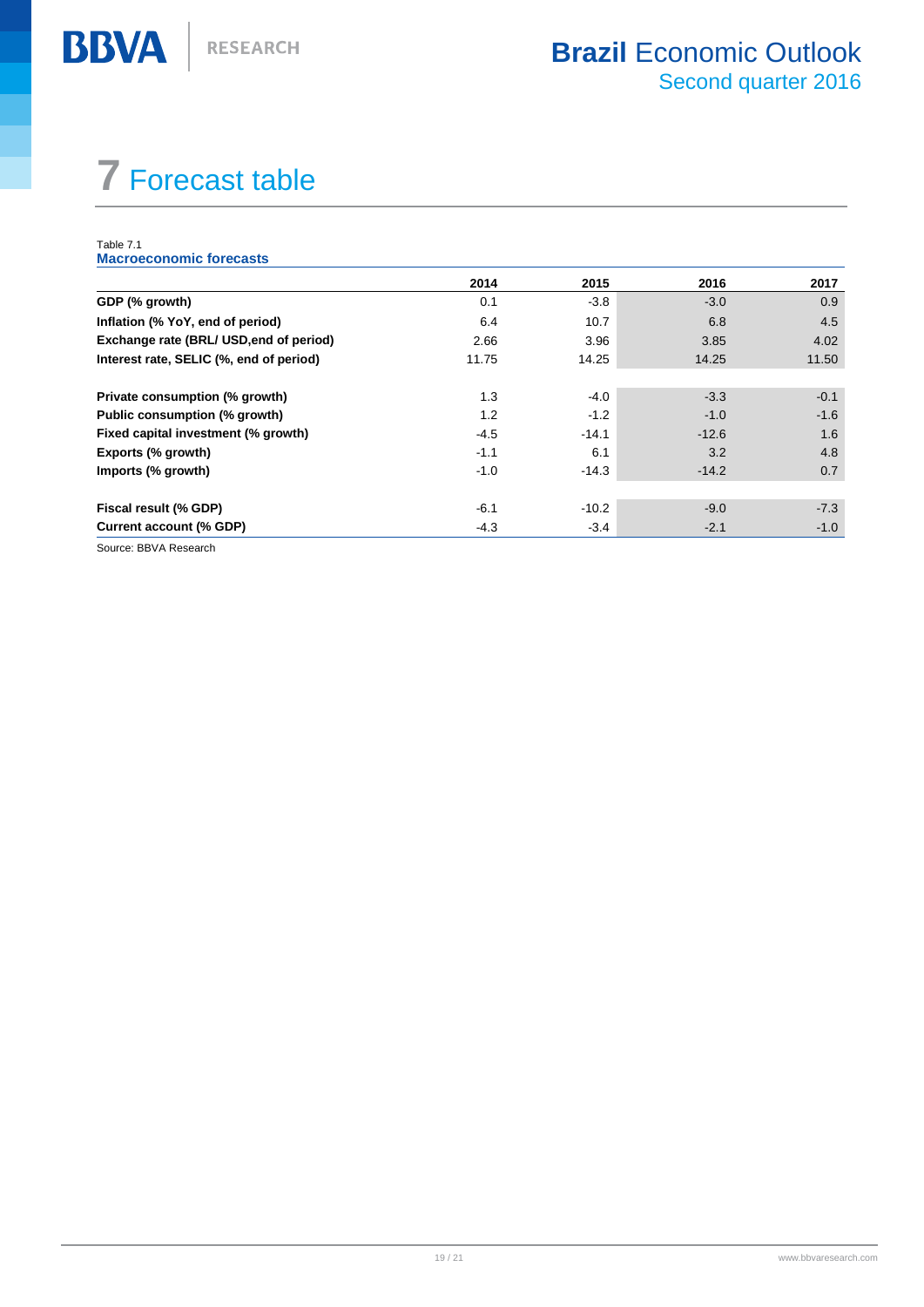# 7 Forecast table

Table 7.1
**Macroeconomic forecasts**

| | 2014 | 2015 | 2016 | 2017 |
|---|---|---|---|---|
| **GDP (% growth)** | 0.1 | -3.8 | -3.0 | 0.9 |
| **Inflation (% YoY, end of period)** | 6.4 | 10.7 | 6.8 | 4.5 |
| **Exchange rate (BRL/ USD,end of period)** | 2.66 | 3.96 | 3.85 | 4.02 |
| **Interest rate, SELIC (%, end of period)** | 11.75 | 14.25 | 14.25 | 11.50 |
| | | | | |
| **Private consumption (% growth)** | 1.3 | -4.0 | -3.3 | -0.1 |
| **Public consumption (% growth)** | 1.2 | -1.2 | -1.0 | -1.6 |
| **Fixed capital investment (% growth)** | -4.5 | -14.1 | -12.6 | 1.6 |
| **Exports (% growth)** | -1.1 | 6.1 | 3.2 | 4.8 |
| **Imports (% growth)** | -1.0 | -14.3 | -14.2 | 0.7 |
| | | | | |
| **Fiscal result (% GDP)** | -6.1 | -10.2 | -9.0 | -7.3 |
| **Current account (% GDP)** | -4.3 | -3.4 | -2.1 | -1.0 |

Source: BBVA Research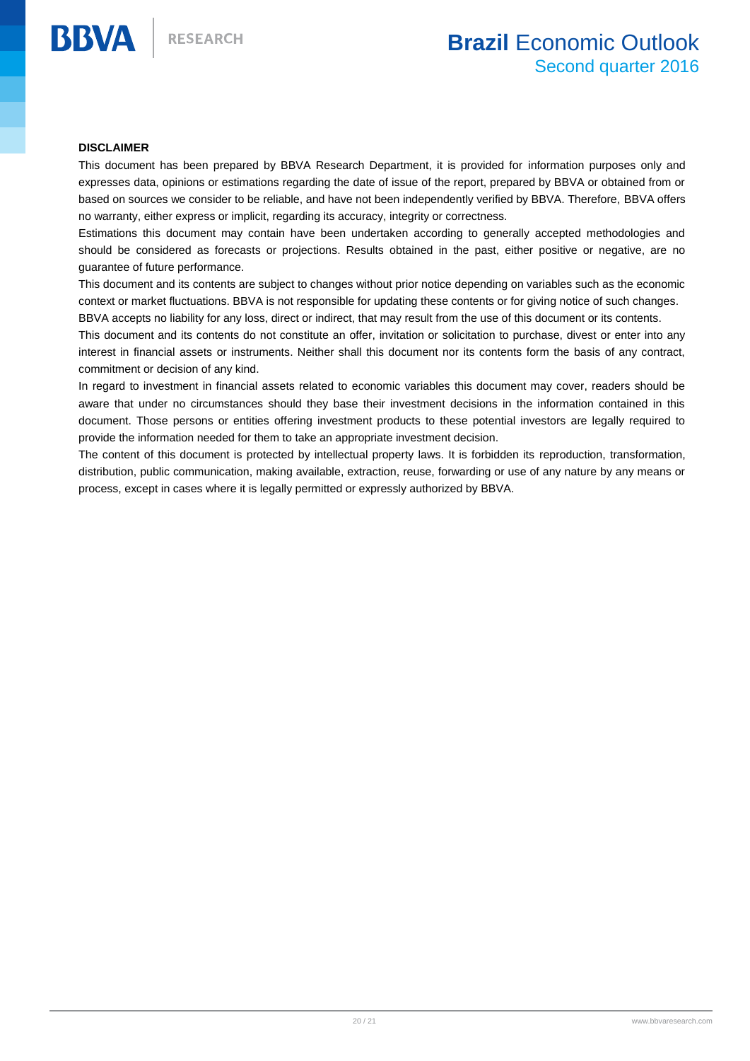**DISCLAIMER**

This document has been prepared by BBVA Research Department, it is provided for information purposes only and expresses data, opinions or estimations regarding the date of issue of the report, prepared by BBVA or obtained from or based on sources we consider to be reliable, and have not been independently verified by BBVA. Therefore, BBVA offers no warranty, either express or implicit, regarding its accuracy, integrity or correctness.

Estimations this document may contain have been undertaken according to generally accepted methodologies and should be considered as forecasts or projections. Results obtained in the past, either positive or negative, are no guarantee of future performance.

This document and its contents are subject to changes without prior notice depending on variables such as the economic context or market fluctuations. BBVA is not responsible for updating these contents or for giving notice of such changes.

BBVA accepts no liability for any loss, direct or indirect, that may result from the use of this document or its contents.

This document and its contents do not constitute an offer, invitation or solicitation to purchase, divest or enter into any interest in financial assets or instruments. Neither shall this document nor its contents form the basis of any contract, commitment or decision of any kind.

In regard to investment in financial assets related to economic variables this document may cover, readers should be aware that under no circumstances should they base their investment decisions in the information contained in this document. Those persons or entities offering investment products to these potential investors are legally required to provide the information needed for them to take an appropriate investment decision.

The content of this document is protected by intellectual property laws. It is forbidden its reproduction, transformation, distribution, public communication, making available, extraction, reuse, forwarding or use of any nature by any means or process, except in cases where it is legally permitted or expressly authorized by BBVA.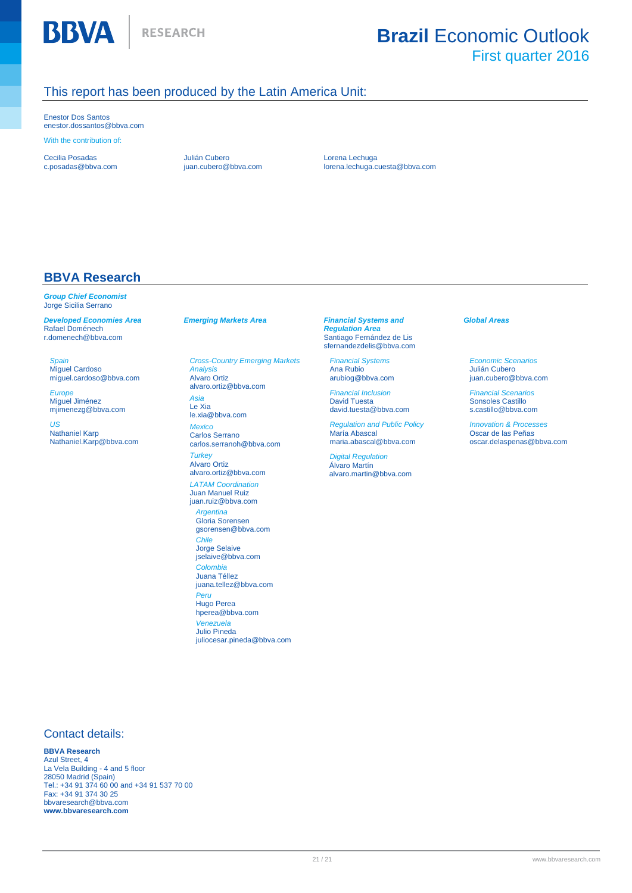## This report has been produced by the Latin America Unit:

Enestor Dos Santos
enestor.dossantos@bbva.com

With the contribution of:

Cecilia Posadas
c.posadas@bbva.com

Julián Cubero
juan.cubero@bbva.com

Lorena Lechuga
lorena.lechuga.cuesta@bbva.com

## BBVA Research

***Group Chief Economist***
Jorge Sicilia Serrano

***Developed Economies Area***
Rafael Doménech
r.domenech@bbva.com

*Spain*
Miguel Cardoso
miguel.cardoso@bbva.com

*Europe*
Miguel Jiménez
mjimenezg@bbva.com

*US*
Nathaniel Karp
Nathaniel.Karp@bbva.com

***Emerging Markets Area***

*Cross-Country Emerging Markets Analysis*
Alvaro Ortiz
alvaro.ortiz@bbva.com

*Asia*
Le Xia
le.xia@bbva.com

*Mexico*
Carlos Serrano
carlos.serranoh@bbva.com

*Turkey*
Alvaro Ortiz
alvaro.ortiz@bbva.com

*LATAM Coordination*
Juan Manuel Ruiz
juan.ruiz@bbva.com

*Argentina*
Gloria Sorensen
gsorensen@bbva.com

*Chile*
Jorge Selaive
jselaive@bbva.com

*Colombia*
Juana Téllez
juana.tellez@bbva.com

*Peru*
Hugo Perea
hperea@bbva.com

*Venezuela*
Julio Pineda
juliocesar.pineda@bbva.com

***Financial Systems and Regulation Area***
Santiago Fernández de Lis
sfernandezdelis@bbva.com

*Financial Systems*
Ana Rubio
arubiog@bbva.com

*Financial Inclusion*
David Tuesta
david.tuesta@bbva.com

*Regulation and Public Policy*
María Abascal
maria.abascal@bbva.com

*Digital Regulation*
Álvaro Martín
alvaro.martin@bbva.com

***Global Areas***

*Economic Scenarios*
Julián Cubero
juan.cubero@bbva.com

*Financial Scenarios*
Sonsoles Castillo
s.castillo@bbva.com

*Innovation & Processes*
Oscar de las Peñas
oscar.delaspenas@bbva.com

## Contact details:

**BBVA Research**
Azul Street, 4
La Vela Building - 4 and 5 floor
28050 Madrid (Spain)
Tel.: +34 91 374 60 00 and +34 91 537 70 00
Fax: +34 91 374 30 25
bbvaresearch@bbva.com
**www.bbvaresearch.com**